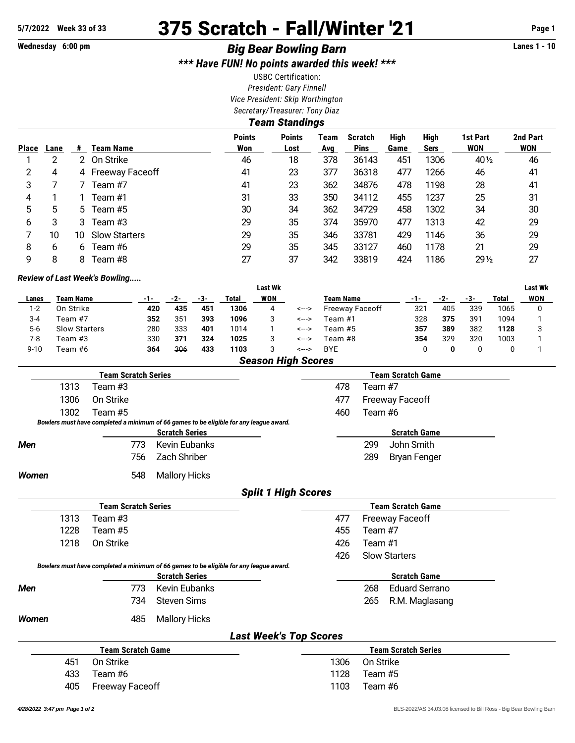5/7/2022 Week 33 of 33

# 375 Scratch - Fall/Winter '21

Wednesday 6:00 pm

## Big Bear Bowling Barn

Lanes 1 - 10

### *** Have FUN! No points awarded this week! ***

USBC Certification:

*President: Gary Finnell*

*Vice President: Skip Worthington*

*Secretary/Treasurer: Tony Diaz*

### Team Standings

| Place | Lane | # | Team Name | Points Won | Points Lost | Team Avg | Scratch Pins | High Game | High Sers | 1st Part WON | 2nd Part WON |
|---|---|---|---|---|---|---|---|---|---|---|---|
| 1 | 2 | 2 | On Strike | 46 | 18 | 378 | 36143 | 451 | 1306 | 40½ | 46 |
| 2 | 4 | 4 | Freeway Faceoff | 41 | 23 | 377 | 36318 | 477 | 1266 | 46 | 41 |
| 3 | 7 | 7 | Team #7 | 41 | 23 | 362 | 34876 | 478 | 1198 | 28 | 41 |
| 4 | 1 | 1 | Team #1 | 31 | 33 | 350 | 34112 | 455 | 1237 | 25 | 31 |
| 5 | 5 | 5 | Team #5 | 30 | 34 | 362 | 34729 | 458 | 1302 | 34 | 30 |
| 6 | 3 | 3 | Team #3 | 29 | 35 | 374 | 35970 | 477 | 1313 | 42 | 29 |
| 7 | 10 | 10 | Slow Starters | 29 | 35 | 346 | 33781 | 429 | 1146 | 36 | 29 |
| 8 | 6 | 6 | Team #6 | 29 | 35 | 345 | 33127 | 460 | 1178 | 21 | 29 |
| 9 | 8 | 8 | Team #8 | 27 | 37 | 342 | 33819 | 424 | 1186 | 29½ | 27 |

*Review of Last Week's Bowling.....*

| Lanes | Team Name | -1- | -2- | -3- | Total | Last Wk WON | | Team Name | -1- | -2- | -3- | Total | Last Wk WON |
|---|---|---|---|---|---|---|---|---|---|---|---|---|---|
| 1-2 | On Strike | **420** | **435** | **451** | **1306** | 4 | <---> | Freeway Faceoff | 321 | 405 | 339 | 1065 | 0 |
| 3-4 | Team #7 | **352** | 351 | **393** | **1096** | 3 | <---> | Team #1 | 328 | **375** | 391 | 1094 | 1 |
| 5-6 | Slow Starters | 280 | 333 | **401** | 1014 | 1 | <---> | Team #5 | **357** | **389** | 382 | **1128** | 3 |
| 7-8 | Team #3 | 330 | **371** | 324 | **1025** | 3 | <---> | Team #8 | **354** | 329 | 320 | 1003 | 1 |
| 9-10 | Team #6 | **364** | 306 | **433** | **1103** | 3 | <---> | BYE | 0 | **0** | 0 | 0 | 1 |

### Season High Scores

| Team Scratch Series | | Team Scratch Game | |
|---|---|---|---|
| 1313 | Team #3 | 478 | Team #7 |
| 1306 | On Strike | 477 | Freeway Faceoff |
| 1302 | Team #5 | 460 | Team #6 |

*Bowlers must have completed a minimum of 66 games to be eligible for any league award.*

| | Scratch Series | | Scratch Game | |
|---|---|---|---|---|
| ***Men*** | 773 | Kevin Eubanks | 299 | John Smith |
| | 756 | Zach Shriber | 289 | Bryan Fenger |
| ***Women*** | 548 | Mallory Hicks | | |

### Split 1 High Scores

| Team Scratch Series | | Team Scratch Game | |
|---|---|---|---|
| 1313 | Team #3 | 477 | Freeway Faceoff |
| 1228 | Team #5 | 455 | Team #7 |
| 1218 | On Strike | 426 | Team #1 |
| | | 426 | Slow Starters |

*Bowlers must have completed a minimum of 66 games to be eligible for any league award.*

| | Scratch Series | | Scratch Game | |
|---|---|---|---|---|
| ***Men*** | 773 | Kevin Eubanks | 268 | Eduard Serrano |
| | 734 | Steven Sims | 265 | R.M. Maglasang |
| ***Women*** | 485 | Mallory Hicks | | |

### Last Week's Top Scores

| Team Scratch Game | | Team Scratch Series | |
|---|---|---|---|
| 451 | On Strike | 1306 | On Strike |
| 433 | Team #6 | 1128 | Team #5 |
| 405 | Freeway Faceoff | 1103 | Team #6 |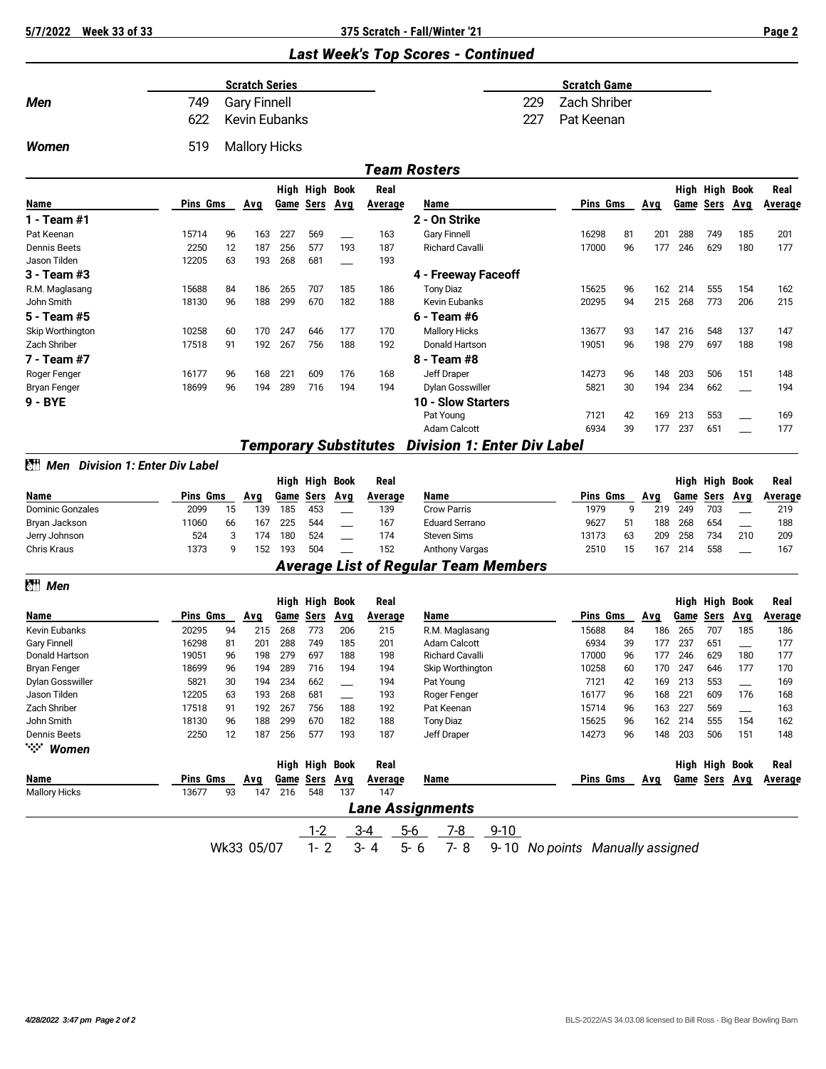## Last Week's Top Scores - Continued

| | Scratch Series | | Scratch Game | |
|---|---|---|---|---|
| ***Men*** | 749 | Gary Finnell | 229 | Zach Shriber |
| | 622 | Kevin Eubanks | 227 | Pat Keenan |
| ***Women*** | 519 | Mallory Hicks | | |

## Team Rosters

| Name | Pins | Gms | Avg | High Game | High Sers | Book Avg | Real Average | Name | Pins | Gms | Avg | High Game | High Sers | Book Avg | Real Average |
|---|---|---|---|---|---|---|---|---|---|---|---|---|---|---|---|
| **1 - Team #1** | | | | | | | | **2 - On Strike** | | | | | | | |
| Pat Keenan | 15714 | 96 | 163 | 227 | 569 | ___ | 163 | Gary Finnell | 16298 | 81 | 201 | 288 | 749 | 185 | 201 |
| Dennis Beets | 2250 | 12 | 187 | 256 | 577 | 193 | 187 | Richard Cavalli | 17000 | 96 | 177 | 246 | 629 | 180 | 177 |
| Jason Tilden | 12205 | 63 | 193 | 268 | 681 | ___ | 193 | | | | | | | | |
| **3 - Team #3** | | | | | | | | **4 - Freeway Faceoff** | | | | | | | |
| R.M. Maglasang | 15688 | 84 | 186 | 265 | 707 | 185 | 186 | Tony Diaz | 15625 | 96 | 162 | 214 | 555 | 154 | 162 |
| John Smith | 18130 | 96 | 188 | 299 | 670 | 182 | 188 | Kevin Eubanks | 20295 | 94 | 215 | 268 | 773 | 206 | 215 |
| **5 - Team #5** | | | | | | | | **6 - Team #6** | | | | | | | |
| Skip Worthington | 10258 | 60 | 170 | 247 | 646 | 177 | 170 | Mallory Hicks | 13677 | 93 | 147 | 216 | 548 | 137 | 147 |
| Zach Shriber | 17518 | 91 | 192 | 267 | 756 | 188 | 192 | Donald Hartson | 19051 | 96 | 198 | 279 | 697 | 188 | 198 |
| **7 - Team #7** | | | | | | | | **8 - Team #8** | | | | | | | |
| Roger Fenger | 16177 | 96 | 168 | 221 | 609 | 176 | 168 | Jeff Draper | 14273 | 96 | 148 | 203 | 506 | 151 | 148 |
| Bryan Fenger | 18699 | 96 | 194 | 289 | 716 | 194 | 194 | Dylan Gosswiller | 5821 | 30 | 194 | 234 | 662 | ___ | 194 |
| **9 - BYE** | | | | | | | | **10 - Slow Starters** | | | | | | | |
| | | | | | | | | Pat Young | 7121 | 42 | 169 | 213 | 553 | ___ | 169 |
| | | | | | | | | Adam Calcott | 6934 | 39 | 177 | 237 | 651 | ___ | 177 |

## Temporary Substitutes Division 1: Enter Div Label

### *Men Division 1: Enter Div Label*

| Name | Pins | Gms | Avg | High Game | High Sers | Book Avg | Real Average | Name | Pins | Gms | Avg | High Game | High Sers | Book Avg | Real Average |
|---|---|---|---|---|---|---|---|---|---|---|---|---|---|---|---|
| Dominic Gonzales | 2099 | 15 | 139 | 185 | 453 | ___ | 139 | Crow Parris | 1979 | 9 | 219 | 249 | 703 | ___ | 219 |
| Bryan Jackson | 11060 | 66 | 167 | 225 | 544 | ___ | 167 | Eduard Serrano | 9627 | 51 | 188 | 268 | 654 | ___ | 188 |
| Jerry Johnson | 524 | 3 | 174 | 180 | 524 | ___ | 174 | Steven Sims | 13173 | 63 | 209 | 258 | 734 | 210 | 209 |
| Chris Kraus | 1373 | 9 | 152 | 193 | 504 | ___ | 152 | Anthony Vargas | 2510 | 15 | 167 | 214 | 558 | ___ | 167 |

## Average List of Regular Team Members

### *Men*

| Name | Pins | Gms | Avg | High Game | High Sers | Book Avg | Real Average | Name | Pins | Gms | Avg | High Game | High Sers | Book Avg | Real Average |
|---|---|---|---|---|---|---|---|---|---|---|---|---|---|---|---|
| Kevin Eubanks | 20295 | 94 | 215 | 268 | 773 | 206 | 215 | R.M. Maglasang | 15688 | 84 | 186 | 265 | 707 | 185 | 186 |
| Gary Finnell | 16298 | 81 | 201 | 288 | 749 | 185 | 201 | Adam Calcott | 6934 | 39 | 177 | 237 | 651 | ___ | 177 |
| Donald Hartson | 19051 | 96 | 198 | 279 | 697 | 188 | 198 | Richard Cavalli | 17000 | 96 | 177 | 246 | 629 | 180 | 177 |
| Bryan Fenger | 18699 | 96 | 194 | 289 | 716 | 194 | 194 | Skip Worthington | 10258 | 60 | 170 | 247 | 646 | 177 | 170 |
| Dylan Gosswiller | 5821 | 30 | 194 | 234 | 662 | ___ | 194 | Pat Young | 7121 | 42 | 169 | 213 | 553 | ___ | 169 |
| Jason Tilden | 12205 | 63 | 193 | 268 | 681 | ___ | 193 | Roger Fenger | 16177 | 96 | 168 | 221 | 609 | 176 | 168 |
| Zach Shriber | 17518 | 91 | 192 | 267 | 756 | 188 | 192 | Pat Keenan | 15714 | 96 | 163 | 227 | 569 | ___ | 163 |
| John Smith | 18130 | 96 | 188 | 299 | 670 | 182 | 188 | Tony Diaz | 15625 | 96 | 162 | 214 | 555 | 154 | 162 |
| Dennis Beets | 2250 | 12 | 187 | 256 | 577 | 193 | 187 | Jeff Draper | 14273 | 96 | 148 | 203 | 506 | 151 | 148 |

### *Women*

| Name | Pins | Gms | Avg | High Game | High Sers | Book Avg | Real Average |
|---|---|---|---|---|---|---|---|
| Mallory Hicks | 13677 | 93 | 147 | 216 | 548 | 137 | 147 |

## Lane Assignments

| | 1-2 | 3-4 | 5-6 | 7-8 | 9-10 | |
|---|---|---|---|---|---|---|
| Wk33 05/07 | 1- 2 | 3- 4 | 5- 6 | 7- 8 | 9- 10 | *No points Manually assigned* |